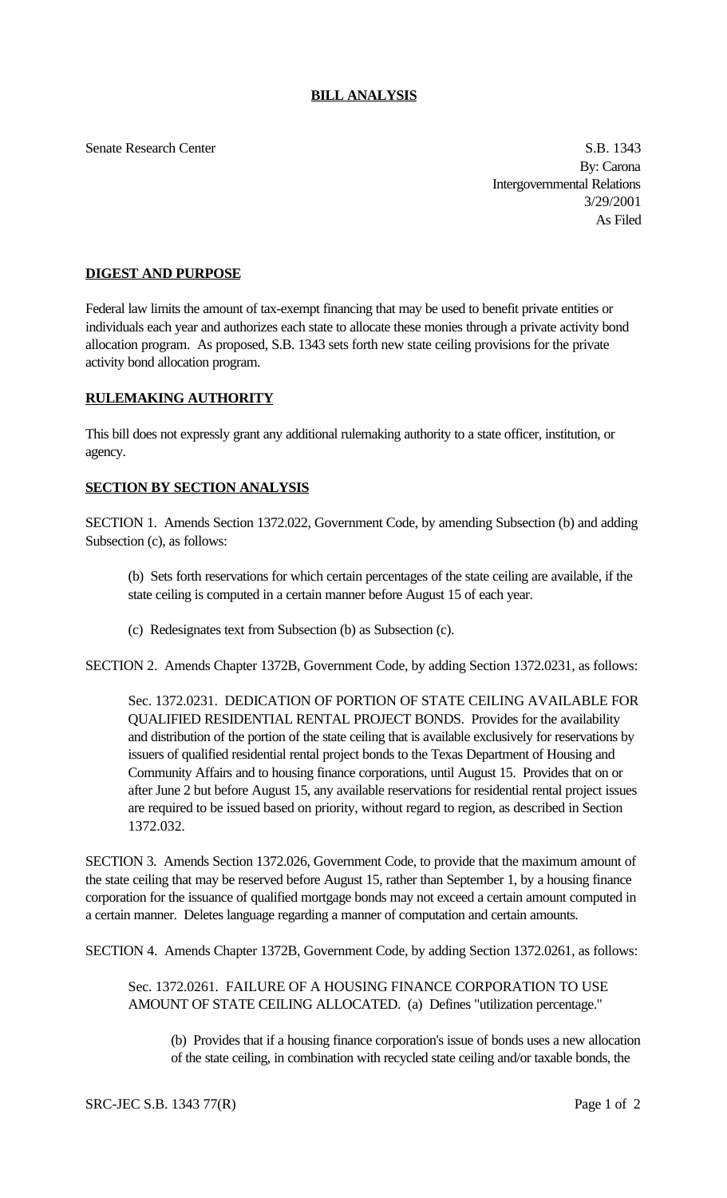# BILL ANALYSIS

Senate Research Center

S.B. 1343
By: Carona
Intergovernmental Relations
3/29/2001
As Filed

## DIGEST AND PURPOSE

Federal law limits the amount of tax-exempt financing that may be used to benefit private entities or individuals each year and authorizes each state to allocate these monies through a private activity bond allocation program. As proposed, S.B. 1343 sets forth new state ceiling provisions for the private activity bond allocation program.

## RULEMAKING AUTHORITY

This bill does not expressly grant any additional rulemaking authority to a state officer, institution, or agency.

## SECTION BY SECTION ANALYSIS

SECTION 1. Amends Section 1372.022, Government Code, by amending Subsection (b) and adding Subsection (c), as follows:

(b) Sets forth reservations for which certain percentages of the state ceiling are available, if the state ceiling is computed in a certain manner before August 15 of each year.

(c) Redesignates text from Subsection (b) as Subsection (c).

SECTION 2. Amends Chapter 1372B, Government Code, by adding Section 1372.0231, as follows:

Sec. 1372.0231. DEDICATION OF PORTION OF STATE CEILING AVAILABLE FOR QUALIFIED RESIDENTIAL RENTAL PROJECT BONDS. Provides for the availability and distribution of the portion of the state ceiling that is available exclusively for reservations by issuers of qualified residential rental project bonds to the Texas Department of Housing and Community Affairs and to housing finance corporations, until August 15. Provides that on or after June 2 but before August 15, any available reservations for residential rental project issues are required to be issued based on priority, without regard to region, as described in Section 1372.032.

SECTION 3. Amends Section 1372.026, Government Code, to provide that the maximum amount of the state ceiling that may be reserved before August 15, rather than September 1, by a housing finance corporation for the issuance of qualified mortgage bonds may not exceed a certain amount computed in a certain manner. Deletes language regarding a manner of computation and certain amounts.

SECTION 4. Amends Chapter 1372B, Government Code, by adding Section 1372.0261, as follows:

Sec. 1372.0261. FAILURE OF A HOUSING FINANCE CORPORATION TO USE AMOUNT OF STATE CEILING ALLOCATED. (a) Defines "utilization percentage."

(b) Provides that if a housing finance corporation's issue of bonds uses a new allocation of the state ceiling, in combination with recycled state ceiling and/or taxable bonds, the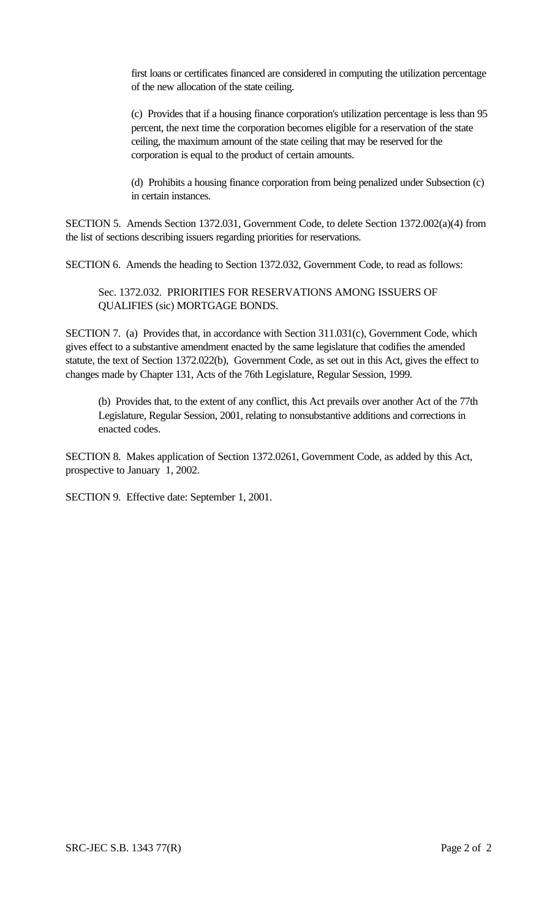first loans or certificates financed are considered in computing the utilization percentage of the new allocation of the state ceiling.

(c) Provides that if a housing finance corporation's utilization percentage is less than 95 percent, the next time the corporation becomes eligible for a reservation of the state ceiling, the maximum amount of the state ceiling that may be reserved for the corporation is equal to the product of certain amounts.

(d) Prohibits a housing finance corporation from being penalized under Subsection (c) in certain instances.

SECTION 5. Amends Section 1372.031, Government Code, to delete Section 1372.002(a)(4) from the list of sections describing issuers regarding priorities for reservations.

SECTION 6. Amends the heading to Section 1372.032, Government Code, to read as follows:

Sec. 1372.032. PRIORITIES FOR RESERVATIONS AMONG ISSUERS OF QUALIFIES (sic) MORTGAGE BONDS.

SECTION 7. (a) Provides that, in accordance with Section 311.031(c), Government Code, which gives effect to a substantive amendment enacted by the same legislature that codifies the amended statute, the text of Section 1372.022(b), Government Code, as set out in this Act, gives the effect to changes made by Chapter 131, Acts of the 76th Legislature, Regular Session, 1999.

(b) Provides that, to the extent of any conflict, this Act prevails over another Act of the 77th Legislature, Regular Session, 2001, relating to nonsubstantive additions and corrections in enacted codes.

SECTION 8. Makes application of Section 1372.0261, Government Code, as added by this Act, prospective to January 1, 2002.

SECTION 9. Effective date: September 1, 2001.